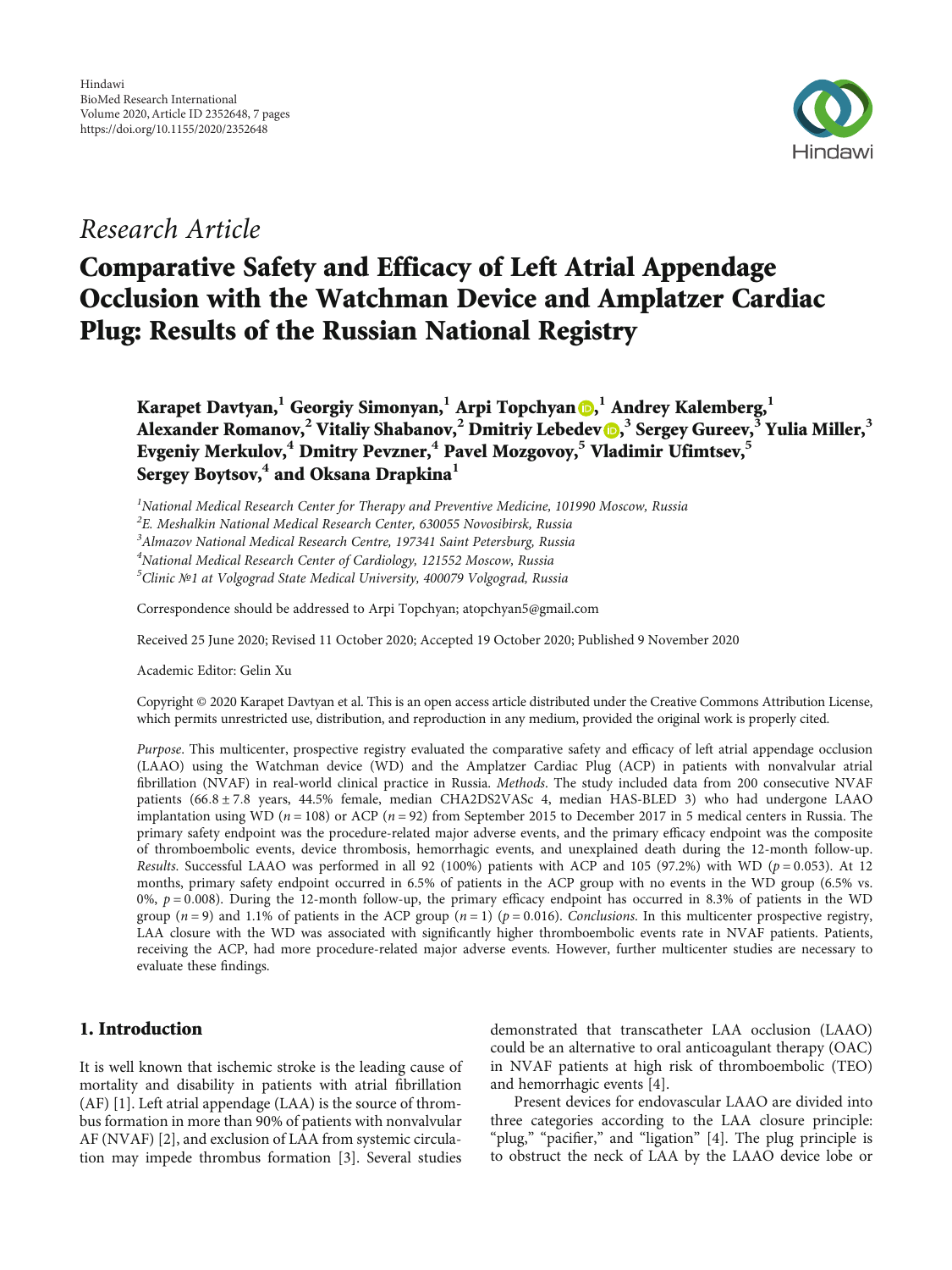Hindawi
BioMed Research International
Volume 2020, Article ID 2352648, 7 pages
https://doi.org/10.1155/2020/2352648

*Research Article*

# Comparative Safety and Efficacy of Left Atrial Appendage Occlusion with the Watchman Device and Amplatzer Cardiac Plug: Results of the Russian National Registry

**Karapet Davtyan,[1] Georgiy Simonyan,[1] Arpi Topchyan,[1] Andrey Kalemberg,[1] Alexander Romanov,[2] Vitaliy Shabanov,[2] Dmitriy Lebedev,[3] Sergey Gureev,[3] Yulia Miller,[3] Evgeniy Merkulov,[4] Dmitry Pevzner,[4] Pavel Mozgovoy,[5] Vladimir Ufimtsev,[5] Sergey Boytsov,[4] and Oksana Drapkina[1]**

[1] *National Medical Research Center for Therapy and Preventive Medicine, 101990 Moscow, Russia*
[2] *E. Meshalkin National Medical Research Center, 630055 Novosibirsk, Russia*
[3] *Almazov National Medical Research Centre, 197341 Saint Petersburg, Russia*
[4] *National Medical Research Center of Cardiology, 121552 Moscow, Russia*
[5] *Clinic №1 at Volgograd State Medical University, 400079 Volgograd, Russia*

Correspondence should be addressed to Arpi Topchyan; atopchyan5@gmail.com

Received 25 June 2020; Revised 11 October 2020; Accepted 19 October 2020; Published 9 November 2020

Academic Editor: Gelin Xu

Copyright © 2020 Karapet Davtyan et al. This is an open access article distributed under the Creative Commons Attribution License, which permits unrestricted use, distribution, and reproduction in any medium, provided the original work is properly cited.

*Purpose*. This multicenter, prospective registry evaluated the comparative safety and efficacy of left atrial appendage occlusion (LAAO) using the Watchman device (WD) and the Amplatzer Cardiac Plug (ACP) in patients with nonvalvular atrial fibrillation (NVAF) in real-world clinical practice in Russia. *Methods*. The study included data from 200 consecutive NVAF patients ($66.8 \pm 7.8$ years, 44.5% female, median CHA2DS2VASc 4, median HAS-BLED 3) who had undergone LAAO implantation using WD ($n = 108$) or ACP ($n = 92$) from September 2015 to December 2017 in 5 medical centers in Russia. The primary safety endpoint was the procedure-related major adverse events, and the primary efficacy endpoint was the composite of thromboembolic events, device thrombosis, hemorrhagic events, and unexplained death during the 12-month follow-up. *Results*. Successful LAAO was performed in all 92 (100%) patients with ACP and 105 (97.2%) with WD ($p = 0.053$). At 12 months, primary safety endpoint occurred in 6.5% of patients in the ACP group with no events in the WD group (6.5% vs. 0%, $p = 0.008$). During the 12-month follow-up, the primary efficacy endpoint has occurred in 8.3% of patients in the WD group ($n = 9$) and 1.1% of patients in the ACP group ($n = 1$) ($p = 0.016$). *Conclusions*. In this multicenter prospective registry, LAA closure with the WD was associated with significantly higher thromboembolic events rate in NVAF patients. Patients, receiving the ACP, had more procedure-related major adverse events. However, further multicenter studies are necessary to evaluate these findings.

## 1. Introduction

It is well known that ischemic stroke is the leading cause of mortality and disability in patients with atrial fibrillation (AF) [1]. Left atrial appendage (LAA) is the source of thrombus formation in more than 90% of patients with nonvalvular AF (NVAF) [2], and exclusion of LAA from systemic circulation may impede thrombus formation [3]. Several studies demonstrated that transcatheter LAA occlusion (LAAO) could be an alternative to oral anticoagulant therapy (OAC) in NVAF patients at high risk of thromboembolic (TEO) and hemorrhagic events [4].

Present devices for endovascular LAAO are divided into three categories according to the LAA closure principle: "plug," "pacifier," and "ligation" [4]. The plug principle is to obstruct the neck of LAA by the LAAO device lobe or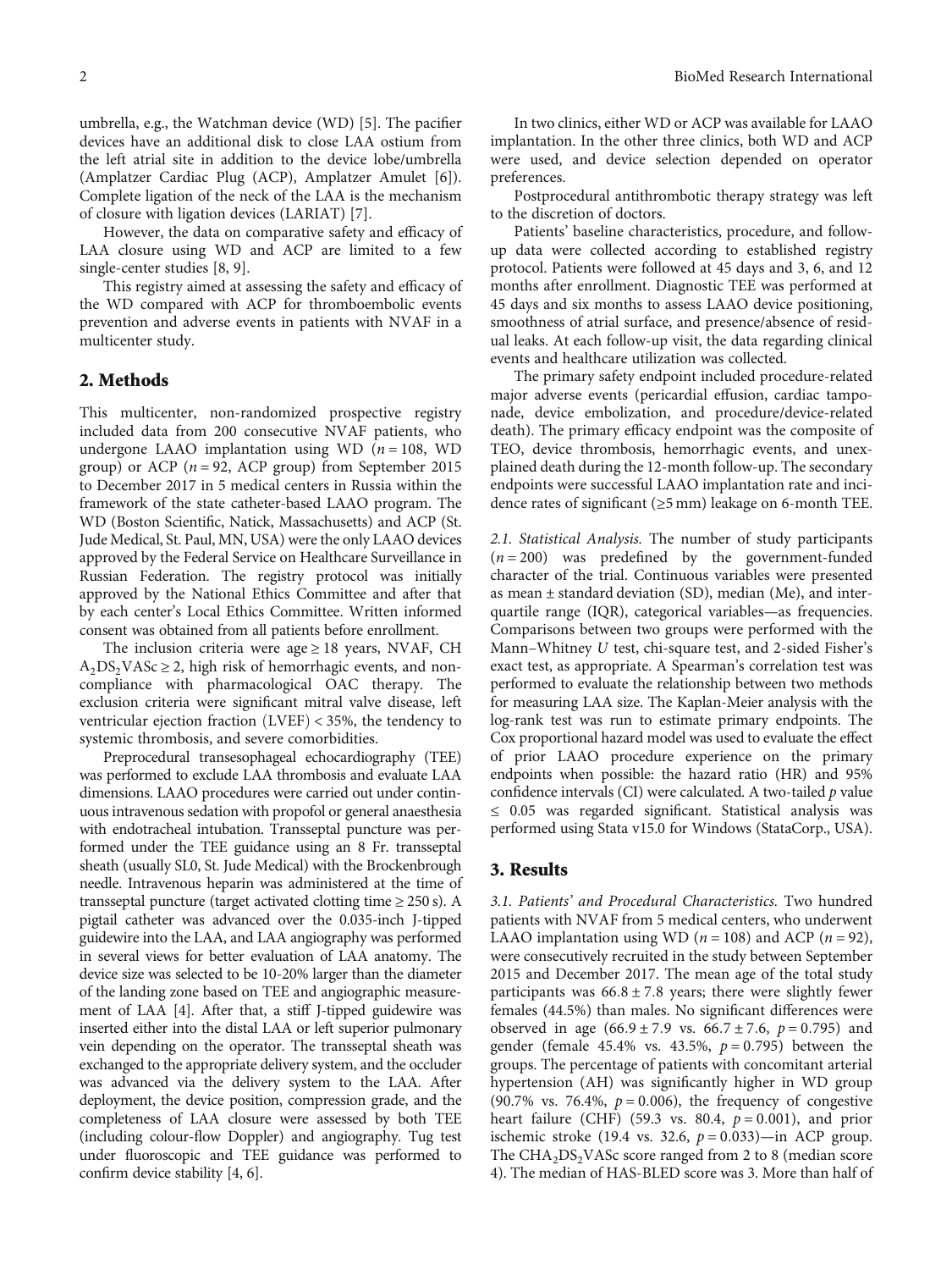umbrella, e.g., the Watchman device (WD) [5]. The pacifier devices have an additional disk to close LAA ostium from the left atrial site in addition to the device lobe/umbrella (Amplatzer Cardiac Plug (ACP), Amplatzer Amulet [6]). Complete ligation of the neck of the LAA is the mechanism of closure with ligation devices (LARIAT) [7].

However, the data on comparative safety and efficacy of LAA closure using WD and ACP are limited to a few single-center studies [8, 9].

This registry aimed at assessing the safety and efficacy of the WD compared with ACP for thromboembolic events prevention and adverse events in patients with NVAF in a multicenter study.

## 2. Methods

This multicenter, non-randomized prospective registry included data from 200 consecutive NVAF patients, who undergone LAAO implantation using WD ($n = 108$, WD group) or ACP ($n = 92$, ACP group) from September 2015 to December 2017 in 5 medical centers in Russia within the framework of the state catheter-based LAAO program. The WD (Boston Scientific, Natick, Massachusetts) and ACP (St. Jude Medical, St. Paul, MN, USA) were the only LAAO devices approved by the Federal Service on Healthcare Surveillance in Russian Federation. The registry protocol was initially approved by the National Ethics Committee and after that by each center's Local Ethics Committee. Written informed consent was obtained from all patients before enrollment.

The inclusion criteria were age ≥ 18 years, NVAF, $CHA_2DS_2VASc \geq 2$, high risk of hemorrhagic events, and noncompliance with pharmacological OAC therapy. The exclusion criteria were significant mitral valve disease, left ventricular ejection fraction (LVEF) < 35%, the tendency to systemic thrombosis, and severe comorbidities.

Preprocedural transesophageal echocardiography (TEE) was performed to exclude LAA thrombosis and evaluate LAA dimensions. LAAO procedures were carried out under continuous intravenous sedation with propofol or general anaesthesia with endotracheal intubation. Transseptal puncture was performed under the TEE guidance using an 8 Fr. transseptal sheath (usually SL0, St. Jude Medical) with the Brockenbrough needle. Intravenous heparin was administered at the time of transseptal puncture (target activated clotting time ≥ 250 s). A pigtail catheter was advanced over the 0.035-inch J-tipped guidewire into the LAA, and LAA angiography was performed in several views for better evaluation of LAA anatomy. The device size was selected to be 10-20% larger than the diameter of the landing zone based on TEE and angiographic measurement of LAA [4]. After that, a stiff J-tipped guidewire was inserted either into the distal LAA or left superior pulmonary vein depending on the operator. The transseptal sheath was exchanged to the appropriate delivery system, and the occluder was advanced via the delivery system to the LAA. After deployment, the device position, compression grade, and the completeness of LAA closure were assessed by both TEE (including colour-flow Doppler) and angiography. Tug test under fluoroscopic and TEE guidance was performed to confirm device stability [4, 6].

In two clinics, either WD or ACP was available for LAAO implantation. In the other three clinics, both WD and ACP were used, and device selection depended on operator preferences.

Postprocedural antithrombotic therapy strategy was left to the discretion of doctors.

Patients' baseline characteristics, procedure, and follow-up data were collected according to established registry protocol. Patients were followed at 45 days and 3, 6, and 12 months after enrollment. Diagnostic TEE was performed at 45 days and six months to assess LAAO device positioning, smoothness of atrial surface, and presence/absence of residual leaks. At each follow-up visit, the data regarding clinical events and healthcare utilization was collected.

The primary safety endpoint included procedure-related major adverse events (pericardial effusion, cardiac tamponade, device embolization, and procedure/device-related death). The primary efficacy endpoint was the composite of TEO, device thrombosis, hemorrhagic events, and unexplained death during the 12-month follow-up. The secondary endpoints were successful LAAO implantation rate and incidence rates of significant (≥5 mm) leakage on 6-month TEE.

*2.1. Statistical Analysis.* The number of study participants ($n = 200$) was predefined by the government-funded character of the trial. Continuous variables were presented as mean ± standard deviation (SD), median (Me), and interquartile range (IQR), categorical variables—as frequencies. Comparisons between two groups were performed with the Mann–Whitney $U$ test, chi-square test, and 2-sided Fisher's exact test, as appropriate. A Spearman's correlation test was performed to evaluate the relationship between two methods for measuring LAA size. The Kaplan-Meier analysis with the log-rank test was run to estimate primary endpoints. The Cox proportional hazard model was used to evaluate the effect of prior LAAO procedure experience on the primary endpoints when possible: the hazard ratio (HR) and 95% confidence intervals (CI) were calculated. A two-tailed $p$ value ≤ 0.05 was regarded significant. Statistical analysis was performed using Stata v15.0 for Windows (StataCorp., USA).

## 3. Results

*3.1. Patients' and Procedural Characteristics.* Two hundred patients with NVAF from 5 medical centers, who underwent LAAO implantation using WD ($n = 108$) and ACP ($n = 92$), were consecutively recruited in the study between September 2015 and December 2017. The mean age of the total study participants was 66.8 ± 7.8 years; there were slightly fewer females (44.5%) than males. No significant differences were observed in age (66.9 ± 7.9 vs. 66.7 ± 7.6, $p = 0.795$) and gender (female 45.4% vs. 43.5%, $p = 0.795$) between the groups. The percentage of patients with concomitant arterial hypertension (AH) was significantly higher in WD group (90.7% vs. 76.4%, $p = 0.006$), the frequency of congestive heart failure (CHF) (59.3 vs. 80.4, $p = 0.001$), and prior ischemic stroke (19.4 vs. 32.6, $p = 0.033$)—in ACP group. The $CHA_2DS_2VASc$ score ranged from 2 to 8 (median score 4). The median of HAS-BLED score was 3. More than half of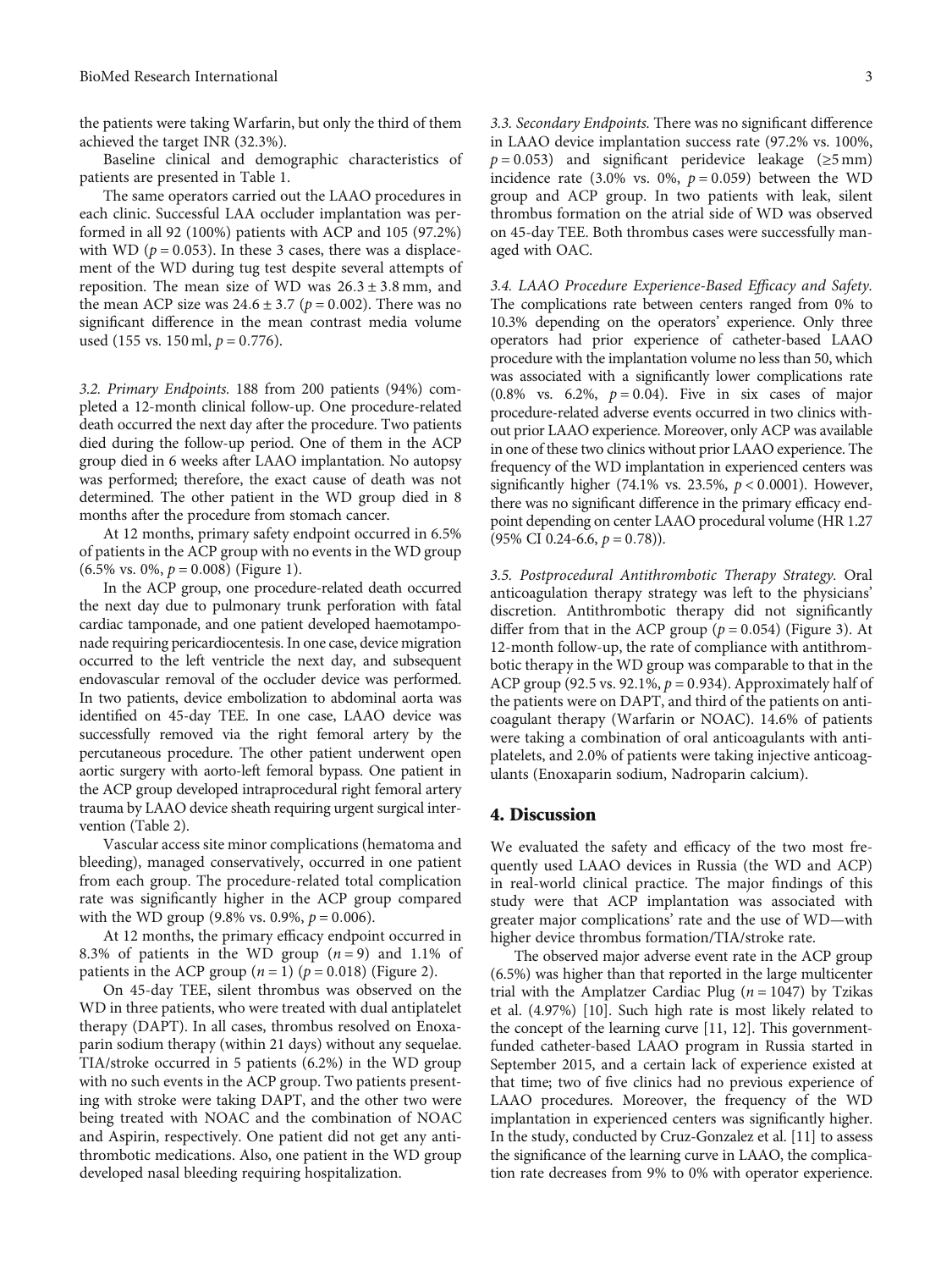the patients were taking Warfarin, but only the third of them achieved the target INR (32.3%).

Baseline clinical and demographic characteristics of patients are presented in Table 1.

The same operators carried out the LAAO procedures in each clinic. Successful LAA occluder implantation was performed in all 92 (100%) patients with ACP and 105 (97.2%) with WD ($p = 0.053$). In these 3 cases, there was a displacement of the WD during tug test despite several attempts of reposition. The mean size of WD was $26.3 \pm 3.8$ mm, and the mean ACP size was $24.6 \pm 3.7$ ($p = 0.002$). There was no significant difference in the mean contrast media volume used (155 vs. 150 ml, $p = 0.776$).

*3.2. Primary Endpoints.* 188 from 200 patients (94%) completed a 12-month clinical follow-up. One procedure-related death occurred the next day after the procedure. Two patients died during the follow-up period. One of them in the ACP group died in 6 weeks after LAAO implantation. No autopsy was performed; therefore, the exact cause of death was not determined. The other patient in the WD group died in 8 months after the procedure from stomach cancer.

At 12 months, primary safety endpoint occurred in 6.5% of patients in the ACP group with no events in the WD group (6.5% vs. 0%, $p = 0.008$) (Figure 1).

In the ACP group, one procedure-related death occurred the next day due to pulmonary trunk perforation with fatal cardiac tamponade, and one patient developed haemotamponade requiring pericardiocentesis. In one case, device migration occurred to the left ventricle the next day, and subsequent endovascular removal of the occluder device was performed. In two patients, device embolization to abdominal aorta was identified on 45-day TEE. In one case, LAAO device was successfully removed via the right femoral artery by the percutaneous procedure. The other patient underwent open aortic surgery with aorto-left femoral bypass. One patient in the ACP group developed intraprocedural right femoral artery trauma by LAAO device sheath requiring urgent surgical intervention (Table 2).

Vascular access site minor complications (hematoma and bleeding), managed conservatively, occurred in one patient from each group. The procedure-related total complication rate was significantly higher in the ACP group compared with the WD group (9.8% vs. 0.9%, $p = 0.006$).

At 12 months, the primary efficacy endpoint occurred in 8.3% of patients in the WD group ($n = 9$) and 1.1% of patients in the ACP group ($n = 1$) ($p = 0.018$) (Figure 2).

On 45-day TEE, silent thrombus was observed on the WD in three patients, who were treated with dual antiplatelet therapy (DAPT). In all cases, thrombus resolved on Enoxaparin sodium therapy (within 21 days) without any sequelae. TIA/stroke occurred in 5 patients (6.2%) in the WD group with no such events in the ACP group. Two patients presenting with stroke were taking DAPT, and the other two were being treated with NOAC and the combination of NOAC and Aspirin, respectively. One patient did not get any antithrombotic medications. Also, one patient in the WD group developed nasal bleeding requiring hospitalization.

*3.3. Secondary Endpoints.* There was no significant difference in LAAO device implantation success rate (97.2% vs. 100%, $p = 0.053$) and significant peridevice leakage ($\geq 5$ mm) incidence rate (3.0% vs. 0%, $p = 0.059$) between the WD group and ACP group. In two patients with leak, silent thrombus formation on the atrial side of WD was observed on 45-day TEE. Both thrombus cases were successfully managed with OAC.

*3.4. LAAO Procedure Experience-Based Efficacy and Safety.* The complications rate between centers ranged from 0% to 10.3% depending on the operators' experience. Only three operators had prior experience of catheter-based LAAO procedure with the implantation volume no less than 50, which was associated with a significantly lower complications rate (0.8% vs. 6.2%, $p = 0.04$). Five in six cases of major procedure-related adverse events occurred in two clinics without prior LAAO experience. Moreover, only ACP was available in one of these two clinics without prior LAAO experience. The frequency of the WD implantation in experienced centers was significantly higher (74.1% vs. 23.5%, $p < 0.0001$). However, there was no significant difference in the primary efficacy endpoint depending on center LAAO procedural volume (HR 1.27 (95% CI 0.24-6.6, $p = 0.78$)).

*3.5. Postprocedural Antithrombotic Therapy Strategy.* Oral anticoagulation therapy strategy was left to the physicians' discretion. Antithrombotic therapy did not significantly differ from that in the ACP group ($p = 0.054$) (Figure 3). At 12-month follow-up, the rate of compliance with antithrombotic therapy in the WD group was comparable to that in the ACP group (92.5 vs. 92.1%, $p = 0.934$). Approximately half of the patients were on DAPT, and third of the patients on anticoagulant therapy (Warfarin or NOAC). 14.6% of patients were taking a combination of oral anticoagulants with antiplatelets, and 2.0% of patients were taking injective anticoagulants (Enoxaparin sodium, Nadroparin calcium).

## 4. Discussion

We evaluated the safety and efficacy of the two most frequently used LAAO devices in Russia (the WD and ACP) in real-world clinical practice. The major findings of this study were that ACP implantation was associated with greater major complications' rate and the use of WD—with higher device thrombus formation/TIA/stroke rate.

The observed major adverse event rate in the ACP group (6.5%) was higher than that reported in the large multicenter trial with the Amplatzer Cardiac Plug ($n = 1047$) by Tzikas et al. (4.97%) [10]. Such high rate is most likely related to the concept of the learning curve [11, 12]. This government-funded catheter-based LAAO program in Russia started in September 2015, and a certain lack of experience existed at that time; two of five clinics had no previous experience of LAAO procedures. Moreover, the frequency of the WD implantation in experienced centers was significantly higher. In the study, conducted by Cruz-Gonzalez et al. [11] to assess the significance of the learning curve in LAAO, the complication rate decreases from 9% to 0% with operator experience.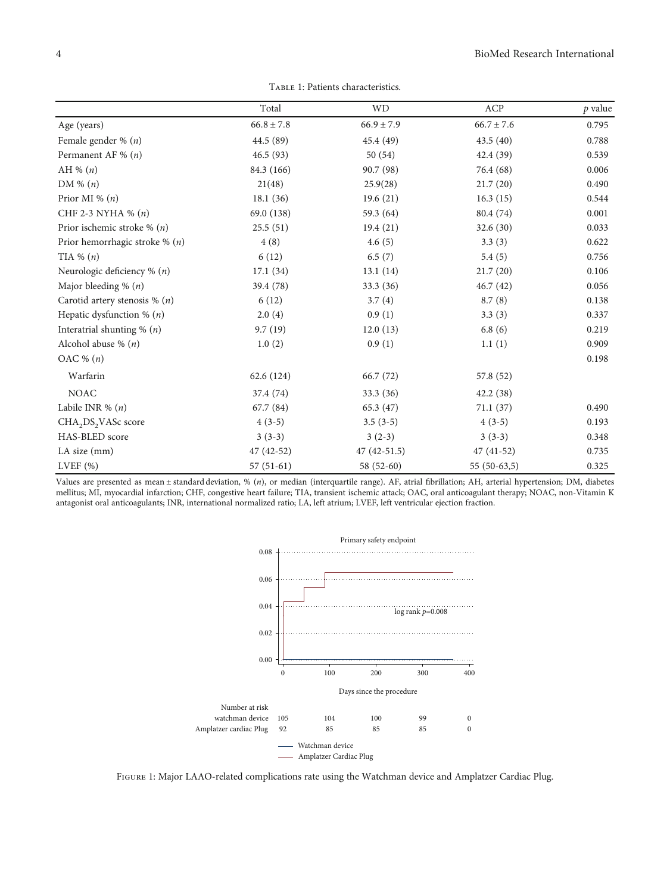Table 1: Patients characteristics.

| | Total | WD | ACP | $p$ value |
|---|---|---|---|---|
| Age (years) | $66.8 \pm 7.8$ | $66.9 \pm 7.9$ | $66.7 \pm 7.6$ | 0.795 |
| Female gender % ($n$) | 44.5 (89) | 45.4 (49) | 43.5 (40) | 0.788 |
| Permanent AF % ($n$) | 46.5 (93) | 50 (54) | 42.4 (39) | 0.539 |
| AH % ($n$) | 84.3 (166) | 90.7 (98) | 76.4 (68) | 0.006 |
| DM % ($n$) | 21(48) | 25.9(28) | 21.7 (20) | 0.490 |
| Prior MI % ($n$) | 18.1 (36) | 19.6 (21) | 16.3 (15) | 0.544 |
| CHF 2-3 NYHA % ($n$) | 69.0 (138) | 59.3 (64) | 80.4 (74) | 0.001 |
| Prior ischemic stroke % ($n$) | 25.5 (51) | 19.4 (21) | 32.6 (30) | 0.033 |
| Prior hemorrhagic stroke % ($n$) | 4 (8) | 4.6 (5) | 3.3 (3) | 0.622 |
| TIA % ($n$) | 6 (12) | 6.5 (7) | 5.4 (5) | 0.756 |
| Neurologic deficiency % ($n$) | 17.1 (34) | 13.1 (14) | 21.7 (20) | 0.106 |
| Major bleeding % ($n$) | 39.4 (78) | 33.3 (36) | 46.7 (42) | 0.056 |
| Carotid artery stenosis % ($n$) | 6 (12) | 3.7 (4) | 8.7 (8) | 0.138 |
| Hepatic dysfunction % ($n$) | 2.0 (4) | 0.9 (1) | 3.3 (3) | 0.337 |
| Interatrial shunting % ($n$) | 9.7 (19) | 12.0 (13) | 6.8 (6) | 0.219 |
| Alcohol abuse % ($n$) | 1.0 (2) | 0.9 (1) | 1.1 (1) | 0.909 |
| OAC % ($n$) | | | | 0.198 |
| Warfarin | 62.6 (124) | 66.7 (72) | 57.8 (52) | |
| NOAC | 37.4 (74) | 33.3 (36) | 42.2 (38) | |
| Labile INR % ($n$) | 67.7 (84) | 65.3 (47) | 71.1 (37) | 0.490 |
| $CHA_2DS_2VASc$ score | 4 (3-5) | 3.5 (3-5) | 4 (3-5) | 0.193 |
| HAS-BLED score | 3 (3-3) | 3 (2-3) | 3 (3-3) | 0.348 |
| LA size (mm) | 47 (42-52) | 47 (42-51.5) | 47 (41-52) | 0.735 |
| LVEF (%) | 57 (51-61) | 58 (52-60) | 55 (50-63,5) | 0.325 |

Values are presented as mean ± standard deviation, % ($n$), or median (interquartile range). AF, atrial fibrillation; AH, arterial hypertension; DM, diabetes mellitus; MI, myocardial infarction; CHF, congestive heart failure; TIA, transient ischemic attack; OAC, oral anticoagulant therapy; NOAC, non-Vitamin K antagonist oral anticoagulants; INR, international normalized ratio; LA, left atrium; LVEF, left ventricular ejection fraction.

Figure 1: Major LAAO-related complications rate using the Watchman device and Amplatzer Cardiac Plug.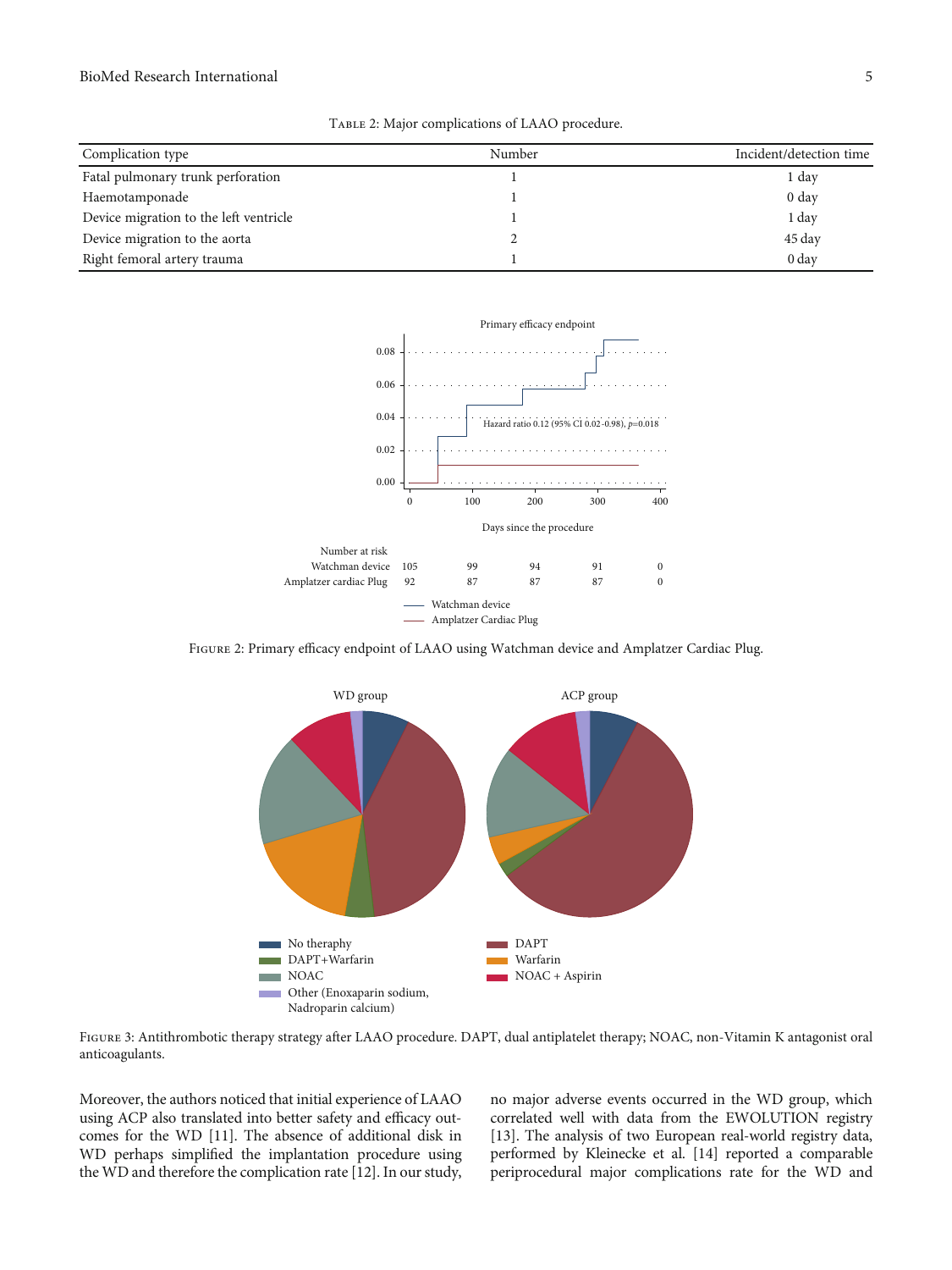Table 2: Major complications of LAAO procedure.

| Complication type | Number | Incident/detection time |
|---|---|---|
| Fatal pulmonary trunk perforation | 1 | 1 day |
| Haemotamponade | 1 | 0 day |
| Device migration to the left ventricle | 1 | 1 day |
| Device migration to the aorta | 2 | 45 day |
| Right femoral artery trauma | 1 | 0 day |

Figure 2: Primary efficacy endpoint of LAAO using Watchman device and Amplatzer Cardiac Plug.

Figure 3: Antithrombotic therapy strategy after LAAO procedure. DAPT, dual antiplatelet therapy; NOAC, non-Vitamin K antagonist oral anticoagulants.

Moreover, the authors noticed that initial experience of LAAO using ACP also translated into better safety and efficacy outcomes for the WD [11]. The absence of additional disk in WD perhaps simplified the implantation procedure using the WD and therefore the complication rate [12]. In our study, no major adverse events occurred in the WD group, which correlated well with data from the EWOLUTION registry [13]. The analysis of two European real-world registry data, performed by Kleinecke et al. [14] reported a comparable periprocedural major complications rate for the WD and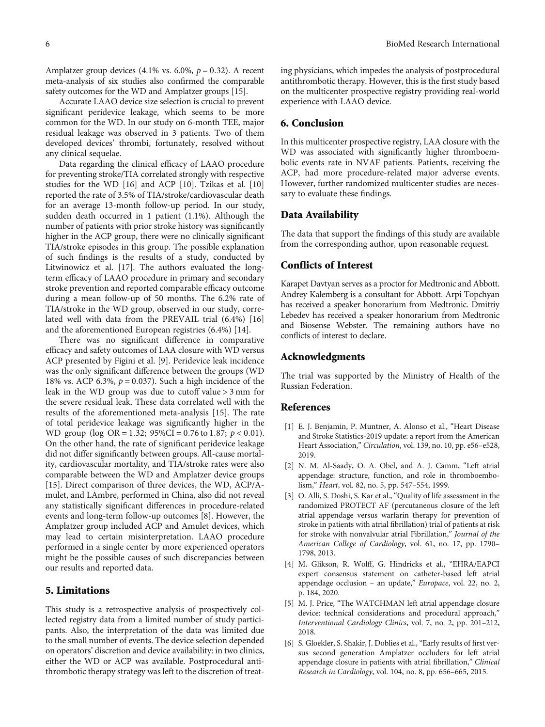Amplatzer group devices (4.1% vs. 6.0%, $p = 0.32$). A recent meta-analysis of six studies also confirmed the comparable safety outcomes for the WD and Amplatzer groups [15].

Accurate LAAO device size selection is crucial to prevent significant peridevice leakage, which seems to be more common for the WD. In our study on 6-month TEE, major residual leakage was observed in 3 patients. Two of them developed devices' thrombi, fortunately, resolved without any clinical sequelae.

Data regarding the clinical efficacy of LAAO procedure for preventing stroke/TIA correlated strongly with respective studies for the WD [16] and ACP [10]. Tzikas et al. [10] reported the rate of 3.5% of TIA/stroke/cardiovascular death for an average 13-month follow-up period. In our study, sudden death occurred in 1 patient (1.1%). Although the number of patients with prior stroke history was significantly higher in the ACP group, there were no clinically significant TIA/stroke episodes in this group. The possible explanation of such findings is the results of a study, conducted by Litwinowicz et al. [17]. The authors evaluated the long-term efficacy of LAAO procedure in primary and secondary stroke prevention and reported comparable efficacy outcome during a mean follow-up of 50 months. The 6.2% rate of TIA/stroke in the WD group, observed in our study, correlated well with data from the PREVAIL trial (6.4%) [16] and the aforementioned European registries (6.4%) [14].

There was no significant difference in comparative efficacy and safety outcomes of LAA closure with WD versus ACP presented by Figini et al. [9]. Peridevice leak incidence was the only significant difference between the groups (WD 18% vs. ACP 6.3%, $p = 0.037$). Such a high incidence of the leak in the WD group was due to cutoff value > 3 mm for the severe residual leak. These data correlated well with the results of the aforementioned meta-analysis [15]. The rate of total peridevice leakage was significantly higher in the WD group ($\log\ OR = 1.32$; $95\%CI = 0.76$ to $1.87$; $p < 0.01$). On the other hand, the rate of significant peridevice leakage did not differ significantly between groups. All-cause mortality, cardiovascular mortality, and TIA/stroke rates were also comparable between the WD and Amplatzer device groups [15]. Direct comparison of three devices, the WD, ACP/Amulet, and LAmbre, performed in China, also did not reveal any statistically significant differences in procedure-related events and long-term follow-up outcomes [8]. However, the Amplatzer group included ACP and Amulet devices, which may lead to certain misinterpretation. LAAO procedure performed in a single center by more experienced operators might be the possible causes of such discrepancies between our results and reported data.

## 5. Limitations

This study is a retrospective analysis of prospectively collected registry data from a limited number of study participants. Also, the interpretation of the data was limited due to the small number of events. The device selection depended on operators' discretion and device availability: in two clinics, either the WD or ACP was available. Postprocedural antithrombotic therapy strategy was left to the discretion of treating physicians, which impedes the analysis of postprocedural antithrombotic therapy. However, this is the first study based on the multicenter prospective registry providing real-world experience with LAAO device.

## 6. Conclusion

In this multicenter prospective registry, LAA closure with the WD was associated with significantly higher thromboembolic events rate in NVAF patients. Patients, receiving the ACP, had more procedure-related major adverse events. However, further randomized multicenter studies are necessary to evaluate these findings.

## Data Availability

The data that support the findings of this study are available from the corresponding author, upon reasonable request.

## Conflicts of Interest

Karapet Davtyan serves as a proctor for Medtronic and Abbott. Andrey Kalemberg is a consultant for Abbott. Arpi Topchyan has received a speaker honorarium from Medtronic. Dmitriy Lebedev has received a speaker honorarium from Medtronic and Biosense Webster. The remaining authors have no conflicts of interest to declare.

## Acknowledgments

The trial was supported by the Ministry of Health of the Russian Federation.

## References

[1] E. J. Benjamin, P. Muntner, A. Alonso et al., "Heart Disease and Stroke Statistics-2019 update: a report from the American Heart Association," *Circulation*, vol. 139, no. 10, pp. e56–e528, 2019.

[2] N. M. Al-Saady, O. A. Obel, and A. J. Camm, "Left atrial appendage: structure, function, and role in thromboembolism," *Heart*, vol. 82, no. 5, pp. 547–554, 1999.

[3] O. Alli, S. Doshi, S. Kar et al., "Quality of life assessment in the randomized PROTECT AF (percutaneous closure of the left atrial appendage versus warfarin therapy for prevention of stroke in patients with atrial fibrillation) trial of patients at risk for stroke with nonvalvular atrial Fibrillation," *Journal of the American College of Cardiology*, vol. 61, no. 17, pp. 1790–1798, 2013.

[4] M. Glikson, R. Wolff, G. Hindricks et al., "EHRA/EAPCI expert consensus statement on catheter-based left atrial appendage occlusion – an update," *Europace*, vol. 22, no. 2, p. 184, 2020.

[5] M. J. Price, "The WATCHMAN left atrial appendage closure device: technical considerations and procedural approach," *Interventional Cardiology Clinics*, vol. 7, no. 2, pp. 201–212, 2018.

[6] S. Gloekler, S. Shakir, J. Doblies et al., "Early results of first versus second generation Amplatzer occluders for left atrial appendage closure in patients with atrial fibrillation," *Clinical Research in Cardiology*, vol. 104, no. 8, pp. 656–665, 2015.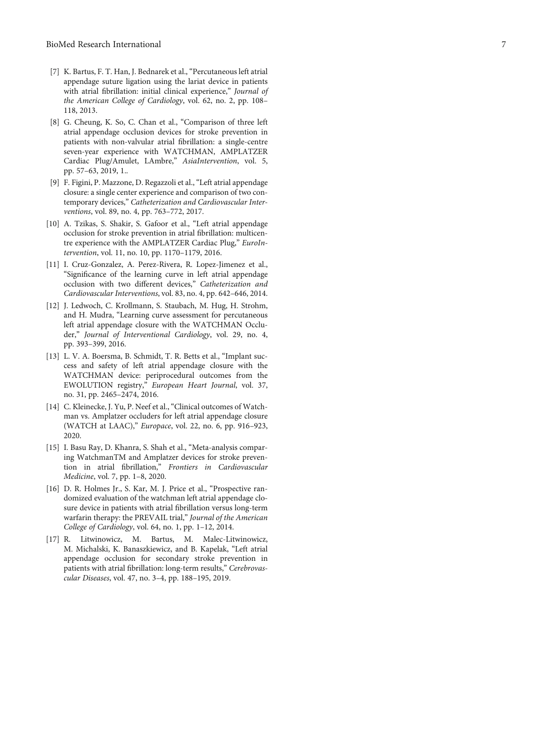[7] K. Bartus, F. T. Han, J. Bednarek et al., "Percutaneous left atrial appendage suture ligation using the lariat device in patients with atrial fibrillation: initial clinical experience," *Journal of the American College of Cardiology*, vol. 62, no. 2, pp. 108–118, 2013.

[8] G. Cheung, K. So, C. Chan et al., "Comparison of three left atrial appendage occlusion devices for stroke prevention in patients with non-valvular atrial fibrillation: a single-centre seven-year experience with WATCHMAN, AMPLATZER Cardiac Plug/Amulet, LAmbre," *AsiaIntervention*, vol. 5, pp. 57–63, 2019, 1..

[9] F. Figini, P. Mazzone, D. Regazzoli et al., "Left atrial appendage closure: a single center experience and comparison of two contemporary devices," *Catheterization and Cardiovascular Interventions*, vol. 89, no. 4, pp. 763–772, 2017.

[10] A. Tzikas, S. Shakir, S. Gafoor et al., "Left atrial appendage occlusion for stroke prevention in atrial fibrillation: multicentre experience with the AMPLATZER Cardiac Plug," *EuroIntervention*, vol. 11, no. 10, pp. 1170–1179, 2016.

[11] I. Cruz-Gonzalez, A. Perez-Rivera, R. Lopez-Jimenez et al., "Significance of the learning curve in left atrial appendage occlusion with two different devices," *Catheterization and Cardiovascular Interventions*, vol. 83, no. 4, pp. 642–646, 2014.

[12] J. Ledwoch, C. Krollmann, S. Staubach, M. Hug, H. Strohm, and H. Mudra, "Learning curve assessment for percutaneous left atrial appendage closure with the WATCHMAN Occluder," *Journal of Interventional Cardiology*, vol. 29, no. 4, pp. 393–399, 2016.

[13] L. V. A. Boersma, B. Schmidt, T. R. Betts et al., "Implant success and safety of left atrial appendage closure with the WATCHMAN device: periprocedural outcomes from the EWOLUTION registry," *European Heart Journal*, vol. 37, no. 31, pp. 2465–2474, 2016.

[14] C. Kleinecke, J. Yu, P. Neef et al., "Clinical outcomes of Watchman vs. Amplatzer occluders for left atrial appendage closure (WATCH at LAAC)," *Europace*, vol. 22, no. 6, pp. 916–923, 2020.

[15] I. Basu Ray, D. Khanra, S. Shah et al., "Meta-analysis comparing WatchmanTM and Amplatzer devices for stroke prevention in atrial fibrillation," *Frontiers in Cardiovascular Medicine*, vol. 7, pp. 1–8, 2020.

[16] D. R. Holmes Jr., S. Kar, M. J. Price et al., "Prospective randomized evaluation of the watchman left atrial appendage closure device in patients with atrial fibrillation versus long-term warfarin therapy: the PREVAIL trial," *Journal of the American College of Cardiology*, vol. 64, no. 1, pp. 1–12, 2014.

[17] R. Litwinowicz, M. Bartus, M. Malec-Litwinowicz, M. Michalski, K. Banaszkiewicz, and B. Kapelak, "Left atrial appendage occlusion for secondary stroke prevention in patients with atrial fibrillation: long-term results," *Cerebrovascular Diseases*, vol. 47, no. 3–4, pp. 188–195, 2019.